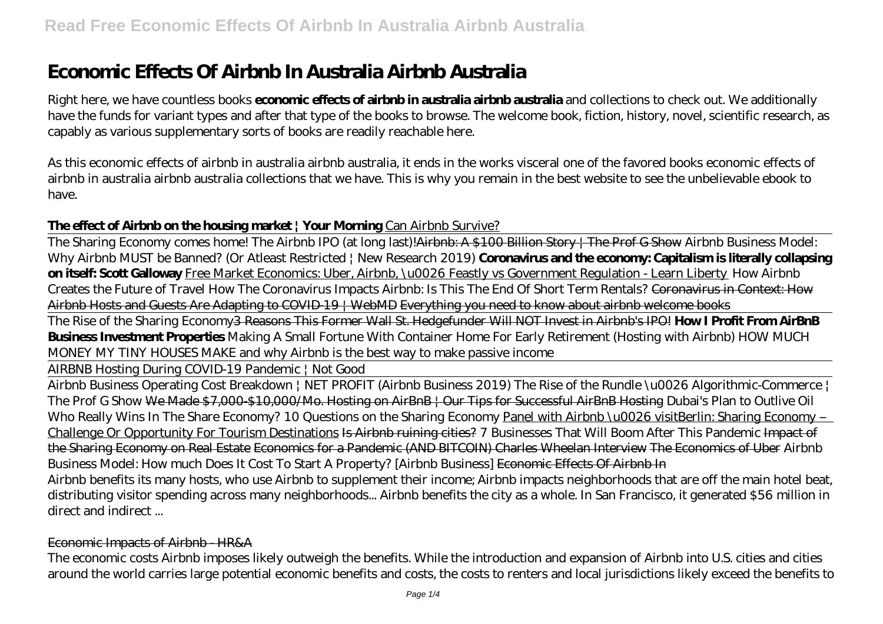# Economic Effects Of Airbnb In Australia Airbnb Australia

Right here, we have countless books **economic effects of airbnb in australia airbnb australia** and collections to check out. We additionally have the funds for variant types and after that type of the books to browse. The welcome book, fiction, history, novel, scientific research, as capably as various supplementary sorts of books are readily reachable here.

As this economic effects of airbnb in australia airbnb australia, it ends in the works visceral one of the favored books economic effects of airbnb in australia airbnb australia collections that we have. This is why you remain in the best website to see the unbelievable ebook to have.

**The effect of Airbnb on the housing market | Your Morning** Can Airbnb Survive?

The Sharing Economy comes home! The Airbnb IPO (at long last)!~~Airbnb: A $100 Billion Story | The Prof G Show~~ *Airbnb Business Model: Why Airbnb MUST be Banned? (Or Atleast Restricted | New Research 2019)* **Coronavirus and the economy: Capitalism is literally collapsing on itself: Scott Galloway** Free Market Economics: Uber, Airbnb, \u0026 Feastly vs Government Regulation - Learn Liberty *How Airbnb Creates the Future of Travel How The Coronavirus Impacts Airbnb: Is This The End Of Short Term Rentals?* ~~Coronavirus in Context: How Airbnb Hosts and Guests Are Adapting to COVID-19 | WebMD~~ ~~Everything you need to know about airbnb welcome books~~

The Rise of the Sharing Economy~~3 Reasons This Former Wall St. Hedgefunder Will NOT Invest in Airbnb's IPO!~~ **How I Profit From AirBnB Business Investment Properties** *Making A Small Fortune With Container Home For Early Retirement (Hosting with Airbnb) HOW MUCH MONEY MY TINY HOUSES MAKE and why Airbnb is the best way to make passive income*

AIRBNB Hosting During COVID-19 Pandemic | Not Good

Airbnb Business Operating Cost Breakdown | NET PROFIT (Airbnb Business 2019) *The Rise of the Rundle \u0026 Algorithmic-Commerce | The Prof G Show* ~~We Made $7,000-$10,000/Mo. Hosting on AirBnB | Our Tips for Successful AirBnB Hosting~~ *Dubai's Plan to Outlive Oil Who Really Wins In The Share Economy? 10 Questions on the Sharing Economy* Panel with Airbnb \u0026 visitBerlin: Sharing Economy – Challenge Or Opportunity For Tourism Destinations ~~Is Airbnb ruining cities?~~ *7 Businesses That Will Boom After This Pandemic* ~~Impact of the Sharing Economy on Real Estate~~ ~~Economics for a Pandemic (AND BITCOIN) Charles Wheelan Interview~~ ~~The Economics of Uber~~ *Airbnb Business Model: How much Does It Cost To Start A Property? [Airbnb Business]* ~~Economic Effects Of Airbnb In~~

Airbnb benefits its many hosts, who use Airbnb to supplement their income; Airbnb impacts neighborhoods that are off the main hotel beat, distributing visitor spending across many neighborhoods... Airbnb benefits the city as a whole. In San Francisco, it generated $56 million in direct and indirect ...

## Economic Impacts of Airbnb - HR&A

The economic costs Airbnb imposes likely outweigh the benefits. While the introduction and expansion of Airbnb into U.S. cities and cities around the world carries large potential economic benefits and costs, the costs to renters and local jurisdictions likely exceed the benefits to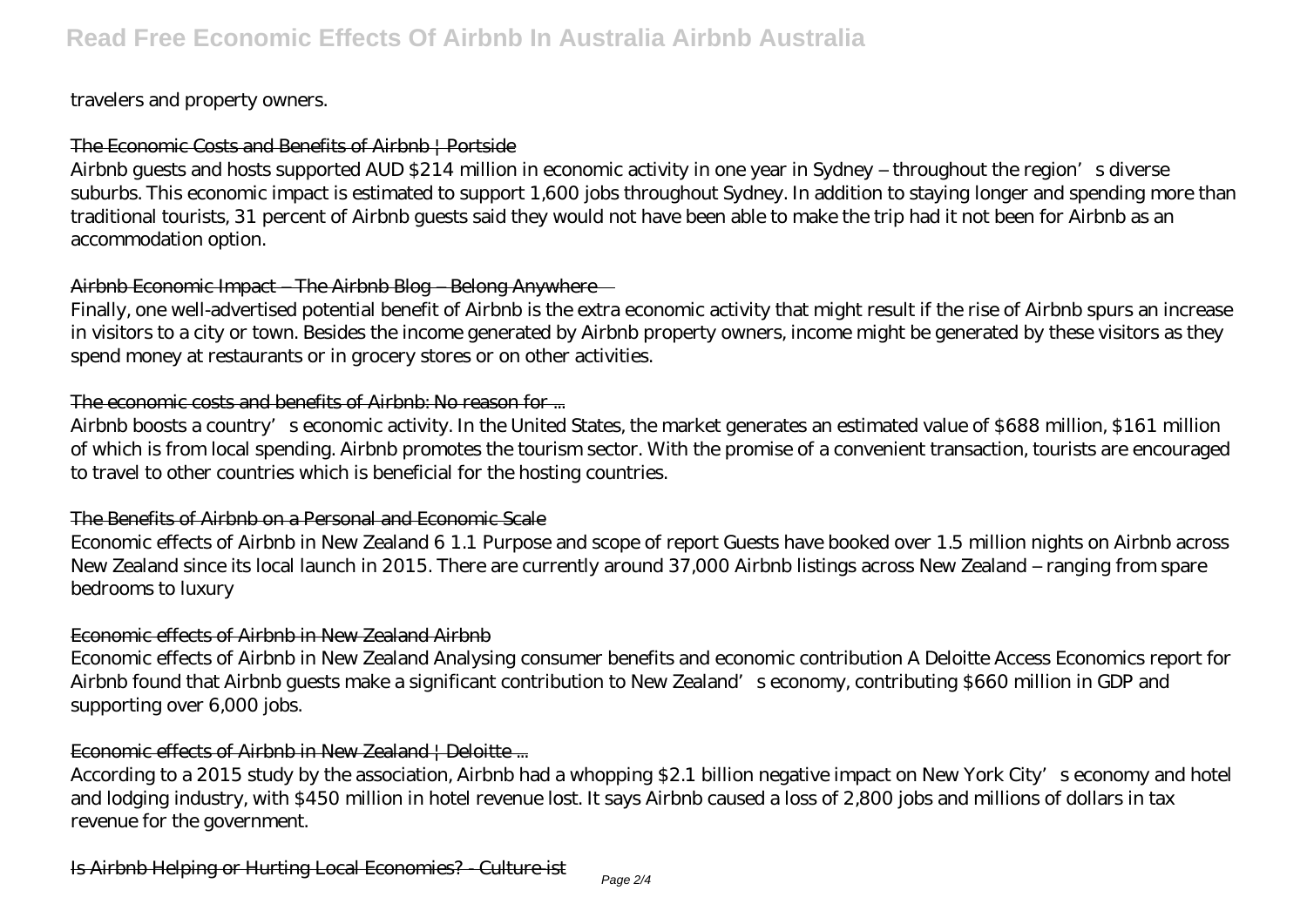travelers and property owners.

The Economic Costs and Benefits of Airbnb | Portside

Airbnb guests and hosts supported AUD $214 million in economic activity in one year in Sydney – throughout the region's diverse suburbs. This economic impact is estimated to support 1,600 jobs throughout Sydney. In addition to staying longer and spending more than traditional tourists, 31 percent of Airbnb guests said they would not have been able to make the trip had it not been for Airbnb as an accommodation option.

Airbnb Economic Impact – The Airbnb Blog – Belong Anywhere

Finally, one well-advertised potential benefit of Airbnb is the extra economic activity that might result if the rise of Airbnb spurs an increase in visitors to a city or town. Besides the income generated by Airbnb property owners, income might be generated by these visitors as they spend money at restaurants or in grocery stores or on other activities.

The economic costs and benefits of Airbnb: No reason for ...

Airbnb boosts a country's economic activity. In the United States, the market generates an estimated value of $688 million, $161 million of which is from local spending. Airbnb promotes the tourism sector. With the promise of a convenient transaction, tourists are encouraged to travel to other countries which is beneficial for the hosting countries.

The Benefits of Airbnb on a Personal and Economic Scale

Economic effects of Airbnb in New Zealand 6 1.1 Purpose and scope of report Guests have booked over 1.5 million nights on Airbnb across New Zealand since its local launch in 2015. There are currently around 37,000 Airbnb listings across New Zealand – ranging from spare bedrooms to luxury

Economic effects of Airbnb in New Zealand Airbnb

Economic effects of Airbnb in New Zealand Analysing consumer benefits and economic contribution A Deloitte Access Economics report for Airbnb found that Airbnb guests make a significant contribution to New Zealand's economy, contributing $660 million in GDP and supporting over 6,000 jobs.

Economic effects of Airbnb in New Zealand | Deloitte ...

According to a 2015 study by the association, Airbnb had a whopping $2.1 billion negative impact on New York City's economy and hotel and lodging industry, with $450 million in hotel revenue lost. It says Airbnb caused a loss of 2,800 jobs and millions of dollars in tax revenue for the government.

Is Airbnb Helping or Hurting Local Economies? - Culture-ist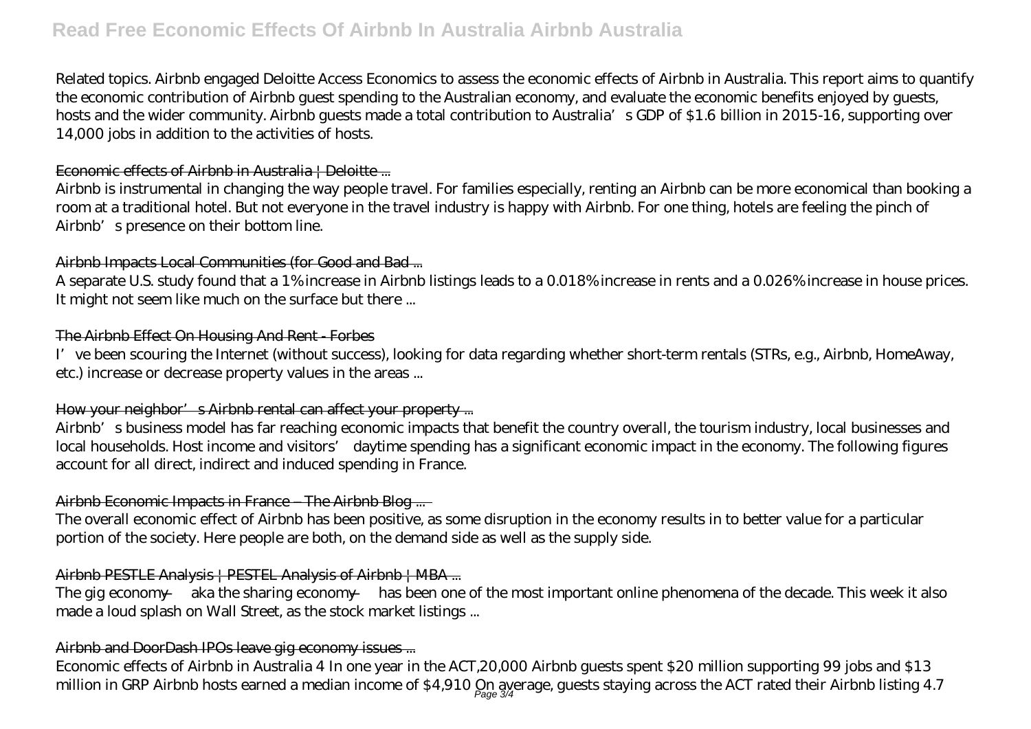Related topics. Airbnb engaged Deloitte Access Economics to assess the economic effects of Airbnb in Australia. This report aims to quantify the economic contribution of Airbnb guest spending to the Australian economy, and evaluate the economic benefits enjoyed by guests, hosts and the wider community. Airbnb guests made a total contribution to Australia's GDP of $1.6 billion in 2015-16, supporting over 14,000 jobs in addition to the activities of hosts.

## Economic effects of Airbnb in Australia | Deloitte ...

Airbnb is instrumental in changing the way people travel. For families especially, renting an Airbnb can be more economical than booking a room at a traditional hotel. But not everyone in the travel industry is happy with Airbnb. For one thing, hotels are feeling the pinch of Airbnb's presence on their bottom line.

## Airbnb Impacts Local Communities (for Good and Bad ...

A separate U.S. study found that a 1% increase in Airbnb listings leads to a 0.018% increase in rents and a 0.026% increase in house prices. It might not seem like much on the surface but there ...

## The Airbnb Effect On Housing And Rent - Forbes

I've been scouring the Internet (without success), looking for data regarding whether short-term rentals (STRs, e.g., Airbnb, HomeAway, etc.) increase or decrease property values in the areas ...

## How your neighbor's Airbnb rental can affect your property ...

Airbnb's business model has far reaching economic impacts that benefit the country overall, the tourism industry, local businesses and local households. Host income and visitors' daytime spending has a significant economic impact in the economy. The following figures account for all direct, indirect and induced spending in France.

## Airbnb Economic Impacts in France – The Airbnb Blog ...

The overall economic effect of Airbnb has been positive, as some disruption in the economy results in to better value for a particular portion of the society. Here people are both, on the demand side as well as the supply side.

## Airbnb PESTLE Analysis | PESTEL Analysis of Airbnb | MBA ...

The gig economy — aka the sharing economy — has been one of the most important online phenomena of the decade. This week it also made a loud splash on Wall Street, as the stock market listings ...

## Airbnb and DoorDash IPOs leave gig economy issues ...

Economic effects of Airbnb in Australia 4 In one year in the ACT,20,000 Airbnb guests spent $20 million supporting 99 jobs and $13 million in GRP Airbnb hosts earned a median income of $4,910 On average, guests staying across the ACT rated their Airbnb listing 4.7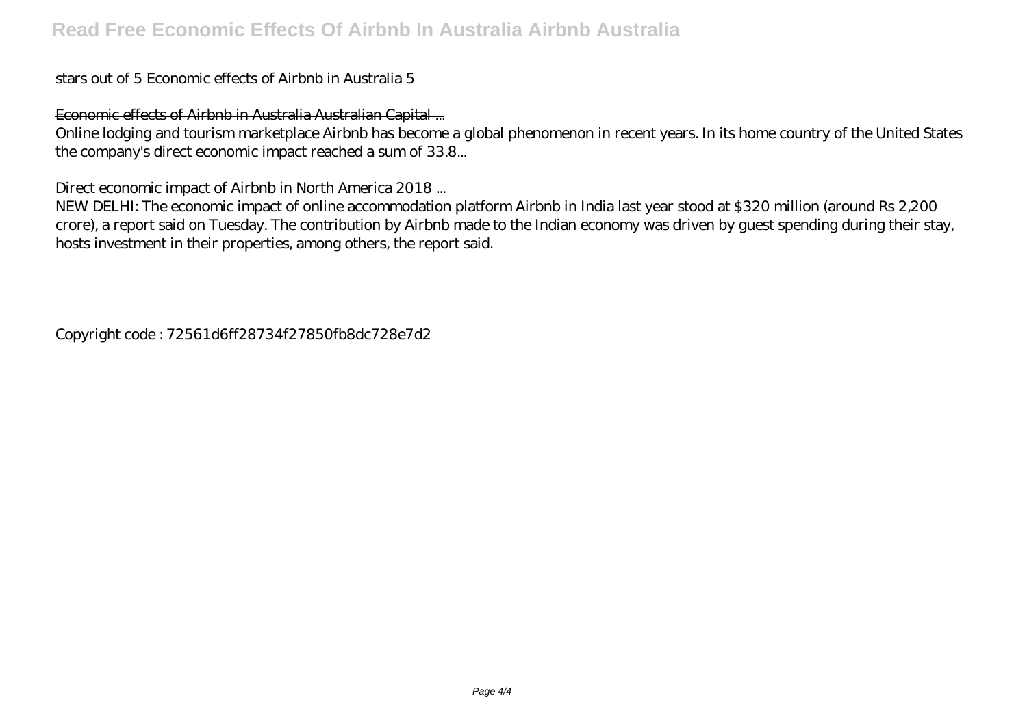stars out of 5 Economic effects of Airbnb in Australia 5

Economic effects of Airbnb in Australia Australian Capital ...

Online lodging and tourism marketplace Airbnb has become a global phenomenon in recent years. In its home country of the United States the company's direct economic impact reached a sum of 33.8...

Direct economic impact of Airbnb in North America 2018 ...

NEW DELHI: The economic impact of online accommodation platform Airbnb in India last year stood at $320 million (around Rs 2,200 crore), a report said on Tuesday. The contribution by Airbnb made to the Indian economy was driven by guest spending during their stay, hosts investment in their properties, among others, the report said.

Copyright code : 72561d6ff28734f27850fb8dc728e7d2